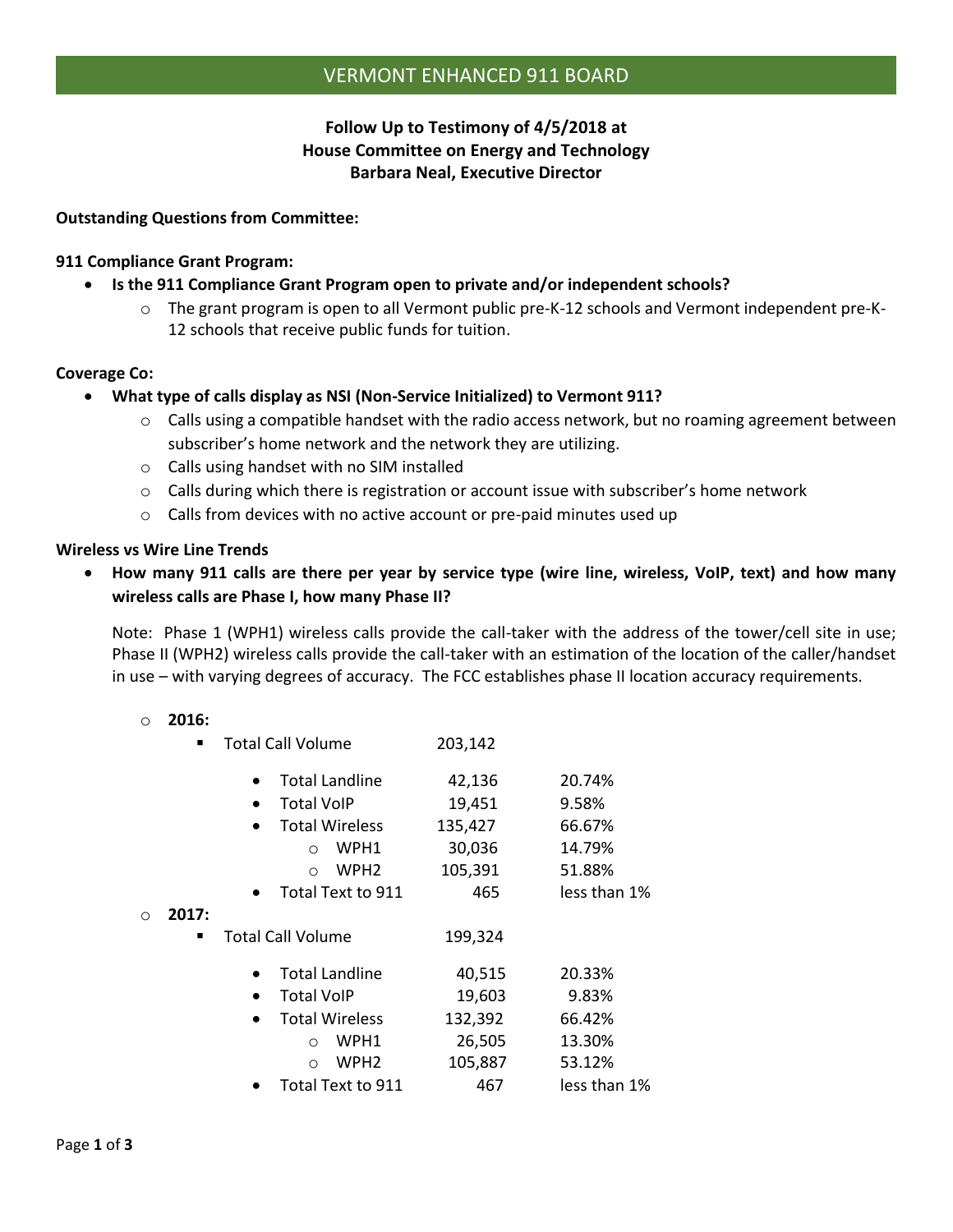# VERMONT ENHANCED 911 BOARD

**Follow Up to Testimony of 4/5/2018 at**
**House Committee on Energy and Technology**
**Barbara Neal, Executive Director**

**Outstanding Questions from Committee:**

**911 Compliance Grant Program:**

- **Is the 911 Compliance Grant Program open to private and/or independent schools?**
  - The grant program is open to all Vermont public pre-K-12 schools and Vermont independent pre-K-12 schools that receive public funds for tuition.

**Coverage Co:**

- **What type of calls display as NSI (Non-Service Initialized) to Vermont 911?**
  - Calls using a compatible handset with the radio access network, but no roaming agreement between subscriber's home network and the network they are utilizing.
  - Calls using handset with no SIM installed
  - Calls during which there is registration or account issue with subscriber's home network
  - Calls from devices with no active account or pre-paid minutes used up

**Wireless vs Wire Line Trends**

- **How many 911 calls are there per year by service type (wire line, wireless, VoIP, text) and how many wireless calls are Phase I, how many Phase II?**

  Note: Phase 1 (WPH1) wireless calls provide the call-taker with the address of the tower/cell site in use; Phase II (WPH2) wireless calls provide the call-taker with an estimation of the location of the caller/handset in use – with varying degrees of accuracy. The FCC establishes phase II location accuracy requirements.

  - **2016:**
    - Total Call Volume 203,142
      - Total Landline 42,136 20.74%
      - Total VoIP 19,451 9.58%
      - Total Wireless 135,427 66.67%
        - WPH1 30,036 14.79%
        - WPH2 105,391 51.88%
      - Total Text to 911 465 less than 1%
  - **2017:**
    - Total Call Volume 199,324
      - Total Landline 40,515 20.33%
      - Total VoIP 19,603 9.83%
      - Total Wireless 132,392 66.42%
        - WPH1 26,505 13.30%
        - WPH2 105,887 53.12%
      - Total Text to 911 467 less than 1%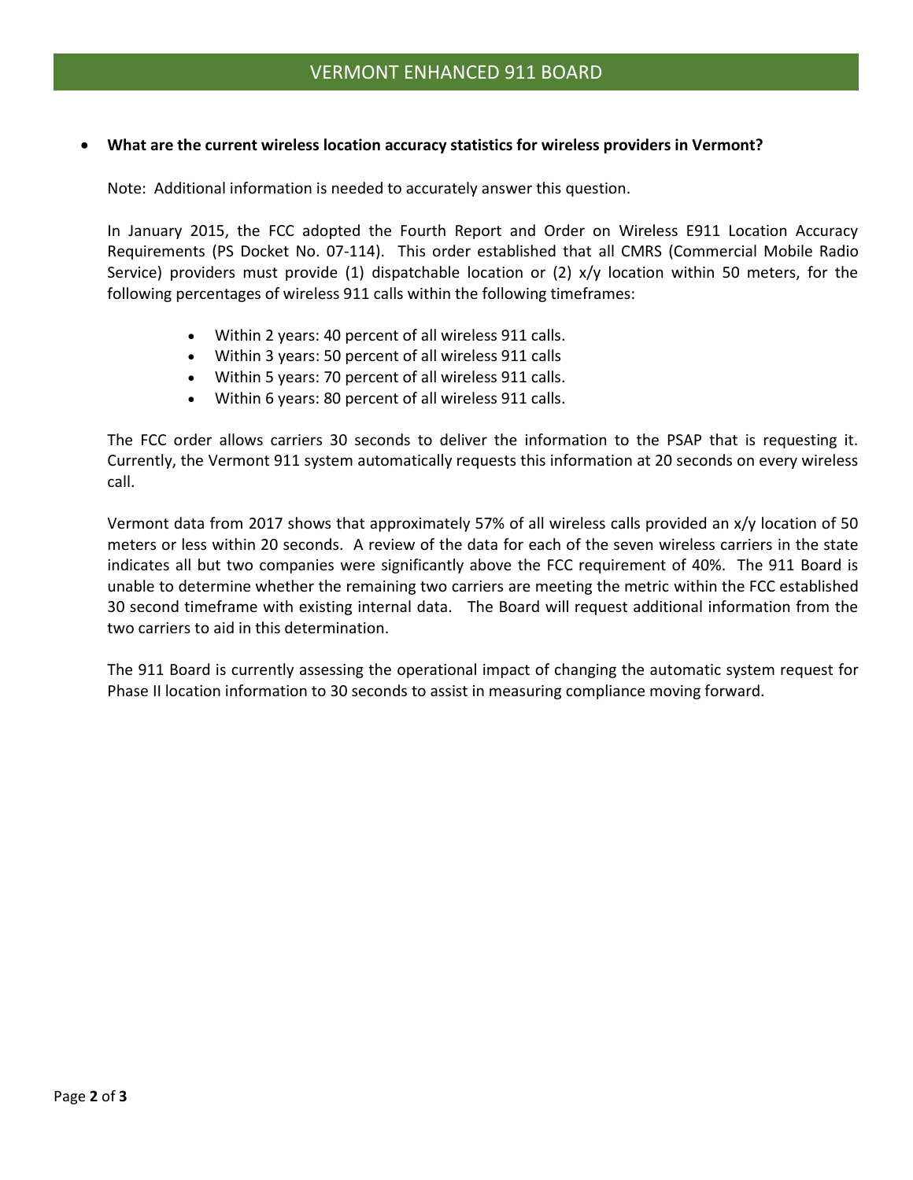- **What are the current wireless location accuracy statistics for wireless providers in Vermont?**

  Note: Additional information is needed to accurately answer this question.

  In January 2015, the FCC adopted the Fourth Report and Order on Wireless E911 Location Accuracy Requirements (PS Docket No. 07-114). This order established that all CMRS (Commercial Mobile Radio Service) providers must provide (1) dispatchable location or (2) x/y location within 50 meters, for the following percentages of wireless 911 calls within the following timeframes:

  - Within 2 years: 40 percent of all wireless 911 calls.
  - Within 3 years: 50 percent of all wireless 911 calls
  - Within 5 years: 70 percent of all wireless 911 calls.
  - Within 6 years: 80 percent of all wireless 911 calls.

  The FCC order allows carriers 30 seconds to deliver the information to the PSAP that is requesting it. Currently, the Vermont 911 system automatically requests this information at 20 seconds on every wireless call.

  Vermont data from 2017 shows that approximately 57% of all wireless calls provided an x/y location of 50 meters or less within 20 seconds. A review of the data for each of the seven wireless carriers in the state indicates all but two companies were significantly above the FCC requirement of 40%. The 911 Board is unable to determine whether the remaining two carriers are meeting the metric within the FCC established 30 second timeframe with existing internal data. The Board will request additional information from the two carriers to aid in this determination.

  The 911 Board is currently assessing the operational impact of changing the automatic system request for Phase II location information to 30 seconds to assist in measuring compliance moving forward.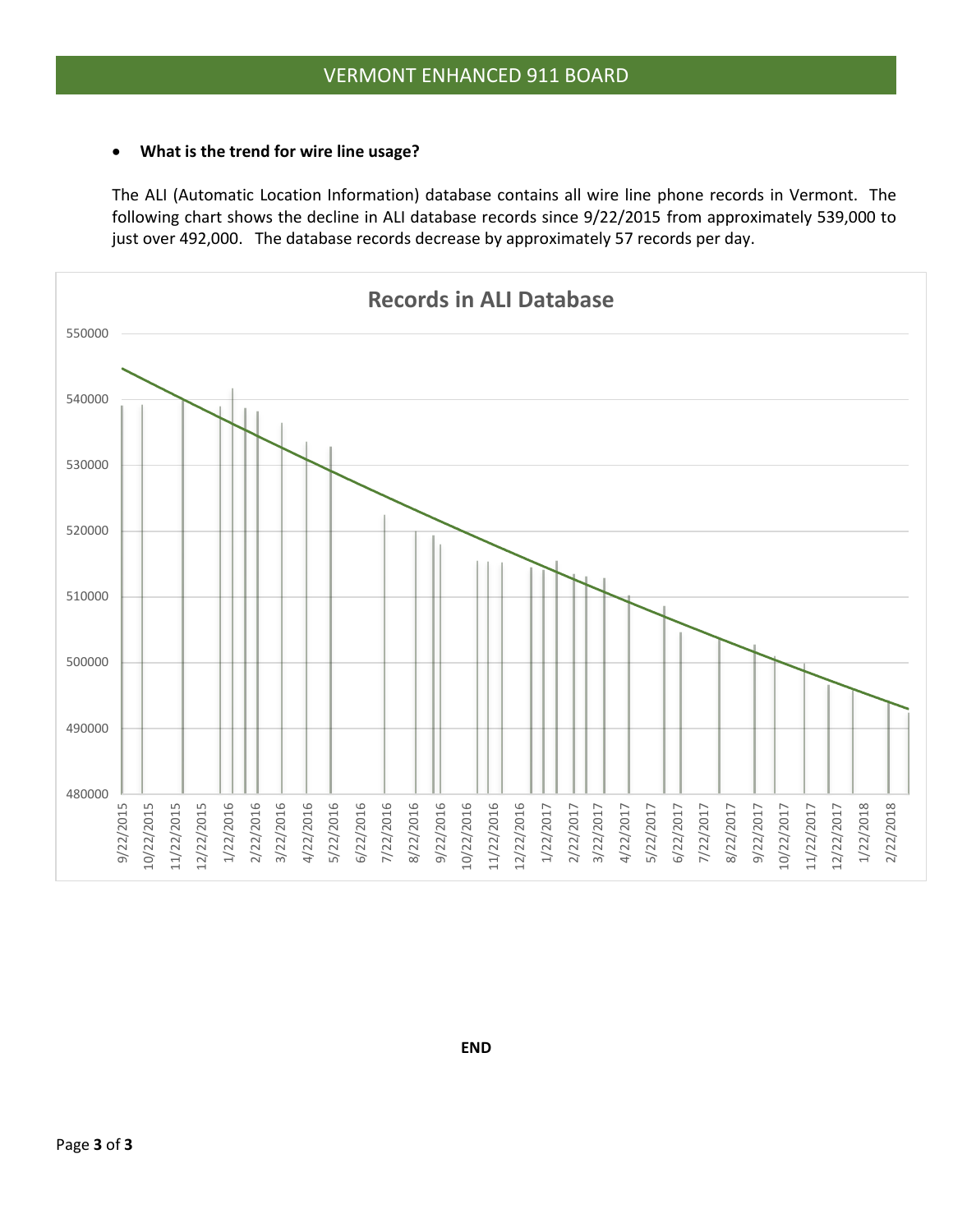- **What is the trend for wire line usage?**

The ALI (Automatic Location Information) database contains all wire line phone records in Vermont. The following chart shows the decline in ALI database records since 9/22/2015 from approximately 539,000 to just over 492,000. The database records decrease by approximately 57 records per day.

Records in ALI Database

550000
540000
530000
520000
510000
500000
490000
480000

9/22/2015
10/22/2015
11/22/2015
12/22/2015
1/22/2016
2/22/2016
3/22/2016
4/22/2016
5/22/2016
6/22/2016
7/22/2016
8/22/2016
9/22/2016
10/22/2016
11/22/2016
12/22/2016
1/22/2017
2/22/2017
3/22/2017
4/22/2017
5/22/2017
6/22/2017
7/22/2017
8/22/2017
9/22/2017
10/22/2017
11/22/2017
12/22/2017
1/22/2018
2/22/2018

**END**